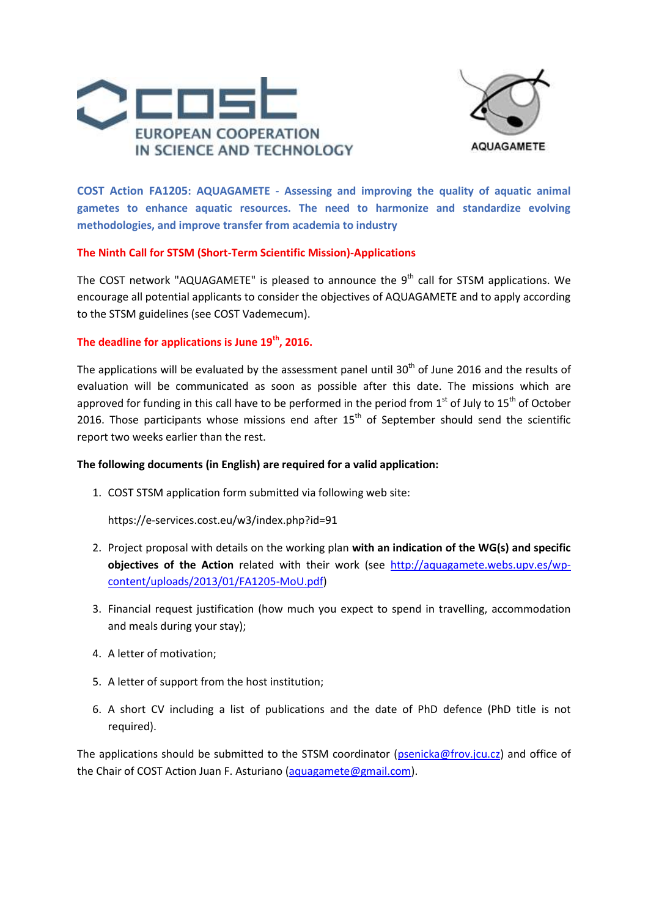COST EUROPEAN COOPERATION IN SCIENCE AND TECHNOLOGY

AQUAGAMETE

## COST Action FA1205: AQUAGAMETE - Assessing and improving the quality of aquatic animal gametes to enhance aquatic resources. The need to harmonize and standardize evolving methodologies, and improve transfer from academia to industry

### The Ninth Call for STSM (Short-Term Scientific Mission)-Applications

The COST network "AQUAGAMETE" is pleased to announce the 9th call for STSM applications. We encourage all potential applicants to consider the objectives of AQUAGAMETE and to apply according to the STSM guidelines (see COST Vademecum).

**The deadline for applications is June 19th, 2016.**

The applications will be evaluated by the assessment panel until 30th of June 2016 and the results of evaluation will be communicated as soon as possible after this date. The missions which are approved for funding in this call have to be performed in the period from 1st of July to 15th of October 2016. Those participants whose missions end after 15th of September should send the scientific report two weeks earlier than the rest.

**The following documents (in English) are required for a valid application:**

1. COST STSM application form submitted via following web site:

   https://e-services.cost.eu/w3/index.php?id=91

2. Project proposal with details on the working plan **with an indication of the WG(s) and specific objectives of the Action** related with their work (see http://aquagamete.webs.upv.es/wp-content/uploads/2013/01/FA1205-MoU.pdf)

3. Financial request justification (how much you expect to spend in travelling, accommodation and meals during your stay);

4. A letter of motivation;

5. A letter of support from the host institution;

6. A short CV including a list of publications and the date of PhD defence (PhD title is not required).

The applications should be submitted to the STSM coordinator (psenicka@frov.jcu.cz) and office of the Chair of COST Action Juan F. Asturiano (aquagamete@gmail.com).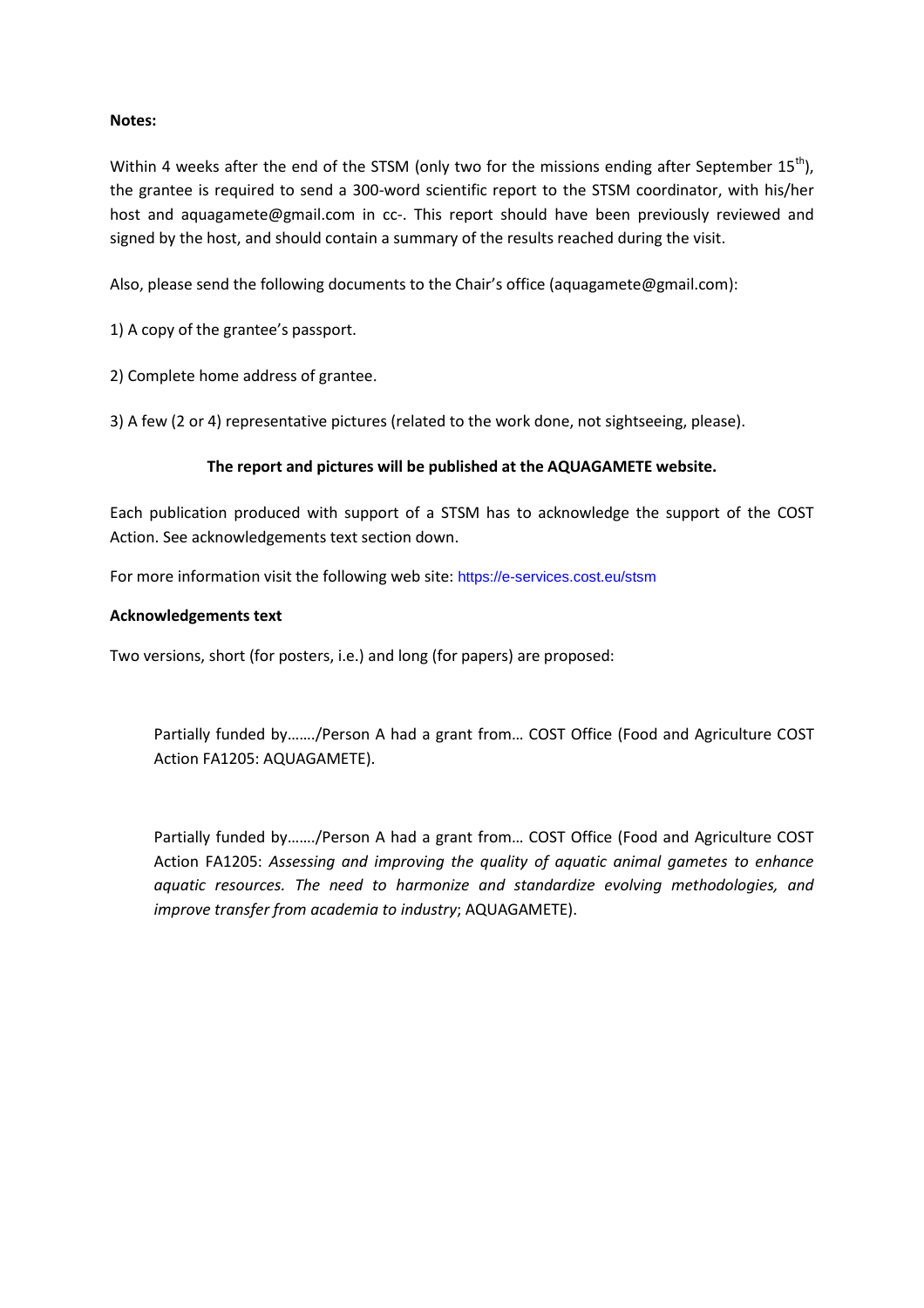**Notes:**

Within 4 weeks after the end of the STSM (only two for the missions ending after September 15th), the grantee is required to send a 300-word scientific report to the STSM coordinator, with his/her host and aquagamete@gmail.com in cc-. This report should have been previously reviewed and signed by the host, and should contain a summary of the results reached during the visit.

Also, please send the following documents to the Chair's office (aquagamete@gmail.com):

1) A copy of the grantee's passport.

2) Complete home address of grantee.

3) A few (2 or 4) representative pictures (related to the work done, not sightseeing, please).

**The report and pictures will be published at the AQUAGAMETE website.**

Each publication produced with support of a STSM has to acknowledge the support of the COST Action. See acknowledgements text section down.

For more information visit the following web site: https://e-services.cost.eu/stsm

**Acknowledgements text**

Two versions, short (for posters, i.e.) and long (for papers) are proposed:

> Partially funded by……./Person A had a grant from… COST Office (Food and Agriculture COST Action FA1205: AQUAGAMETE).

> Partially funded by……./Person A had a grant from… COST Office (Food and Agriculture COST Action FA1205: *Assessing and improving the quality of aquatic animal gametes to enhance aquatic resources. The need to harmonize and standardize evolving methodologies, and improve transfer from academia to industry*; AQUAGAMETE).